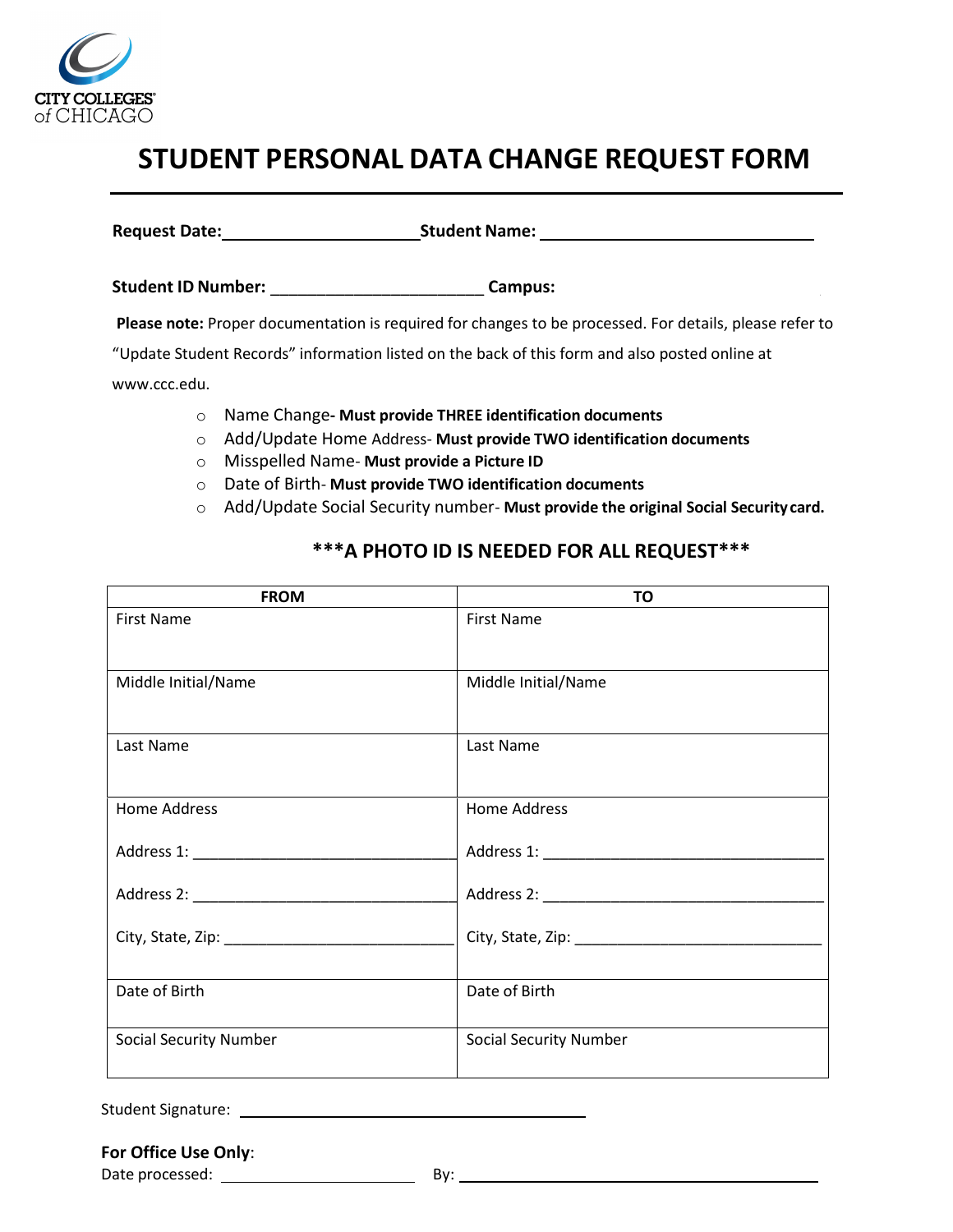CITY COLLEGES of CHICAGO

# STUDENT PERSONAL DATA CHANGE REQUEST FORM

**Request Date:**\_\_\_\_\_\_\_\_\_\_\_\_\_\_\_\_\_\_\_\_\_\_ **Student Name:** \_\_\_\_\_\_\_\_\_\_\_\_\_\_\_\_\_\_\_\_\_\_\_\_\_\_\_\_\_\_

**Student ID Number:** \_\_\_\_\_\_\_\_\_\_\_\_\_\_\_\_\_\_\_\_\_\_\_\_ **Campus:**

**Please note:** Proper documentation is required for changes to be processed. For details, please refer to "Update Student Records" information listed on the back of this form and also posted online at www.ccc.edu.

- Name Change- **Must provide THREE identification documents**
- Add/Update Home Address- **Must provide TWO identification documents**
- Misspelled Name- **Must provide a Picture ID**
- Date of Birth- **Must provide TWO identification documents**
- Add/Update Social Security number- **Must provide the original Social Security card.**

**\*\*\*A PHOTO ID IS NEEDED FOR ALL REQUEST\*\*\***

| FROM | TO |
|---|---|
| First Name | First Name |
| Middle Initial/Name | Middle Initial/Name |
| Last Name | Last Name |
| Home Address<br>Address 1: \_\_\_\_\_\_\_\_\_\_\_\_\_\_\_\_\_\_\_\_<br>Address 2: \_\_\_\_\_\_\_\_\_\_\_\_\_\_\_\_\_\_\_\_<br>City, State, Zip: \_\_\_\_\_\_\_\_\_\_\_\_\_\_\_\_\_\_\_\_ | Home Address<br>Address 1: \_\_\_\_\_\_\_\_\_\_\_\_\_\_\_\_\_\_\_\_<br>Address 2: \_\_\_\_\_\_\_\_\_\_\_\_\_\_\_\_\_\_\_\_<br>City, State, Zip: \_\_\_\_\_\_\_\_\_\_\_\_\_\_\_\_\_\_\_\_ |
| Date of Birth | Date of Birth |
| Social Security Number | Social Security Number |

Student Signature: \_\_\_\_\_\_\_\_\_\_\_\_\_\_\_\_\_\_\_\_\_\_\_\_\_\_\_\_\_\_\_\_\_\_\_\_

**For Office Use Only**:

Date processed: \_\_\_\_\_\_\_\_\_\_\_\_\_\_\_\_\_\_\_\_ By: \_\_\_\_\_\_\_\_\_\_\_\_\_\_\_\_\_\_\_\_\_\_\_\_\_\_\_\_\_\_\_\_\_\_\_\_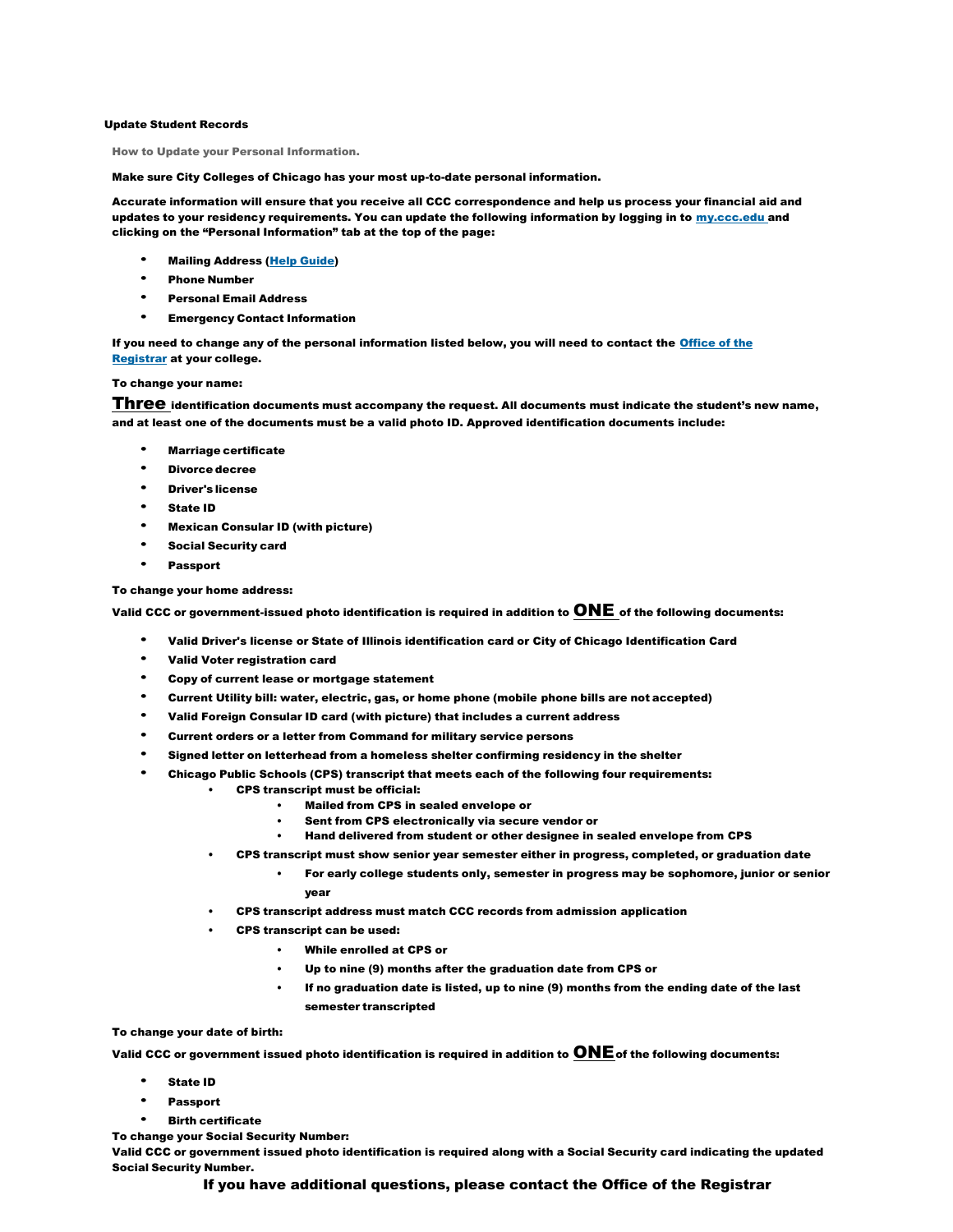## Update Student Records

**How to Update your Personal Information.**

**Make sure City Colleges of Chicago has your most up-to-date personal information.**

**Accurate information will ensure that you receive all CCC correspondence and help us process your financial aid and updates to your residency requirements. You can update the following information by logging in to [my.ccc.edu](my.ccc.edu) and clicking on the "Personal Information" tab at the top of the page:**

- **Mailing Address ([Help Guide](Help Guide))**
- **Phone Number**
- **Personal Email Address**
- **Emergency Contact Information**

**If you need to change any of the personal information listed below, you will need to contact the [Office of the Registrar](Office of the Registrar) at your college.**

**To change your name:**

**Three identification documents must accompany the request. All documents must indicate the student's new name, and at least one of the documents must be a valid photo ID. Approved identification documents include:**

- **Marriage certificate**
- **Divorce decree**
- **Driver's license**
- **State ID**
- **Mexican Consular ID (with picture)**
- **Social Security card**
- **Passport**

**To change your home address:**

**Valid CCC or government-issued photo identification is required in addition to ONE of the following documents:**

- **Valid Driver's license or State of Illinois identification card or City of Chicago Identification Card**
- **Valid Voter registration card**
- **Copy of current lease or mortgage statement**
- **Current Utility bill: water, electric, gas, or home phone (mobile phone bills are not accepted)**
- **Valid Foreign Consular ID card (with picture) that includes a current address**
- **Current orders or a letter from Command for military service persons**
- **Signed letter on letterhead from a homeless shelter confirming residency in the shelter**
- **Chicago Public Schools (CPS) transcript that meets each of the following four requirements:**
    - **CPS transcript must be official:**
        - **Mailed from CPS in sealed envelope or**
        - **Sent from CPS electronically via secure vendor or**
        - **Hand delivered from student or other designee in sealed envelope from CPS**
    - **CPS transcript must show senior year semester either in progress, completed, or graduation date**
        - **For early college students only, semester in progress may be sophomore, junior or senior year**
    - **CPS transcript address must match CCC records from admission application**
    - **CPS transcript can be used:**
        - **While enrolled at CPS or**
        - **Up to nine (9) months after the graduation date from CPS or**
        - **If no graduation date is listed, up to nine (9) months from the ending date of the last semester transcripted**

**To change your date of birth:**

**Valid CCC or government issued photo identification is required in addition to ONE of the following documents:**

- **State ID**
- **Passport**
- **Birth certificate**

**To change your Social Security Number:**

**Valid CCC or government issued photo identification is required along with a Social Security card indicating the updated Social Security Number.**

**If you have additional questions, please contact the Office of the Registrar**